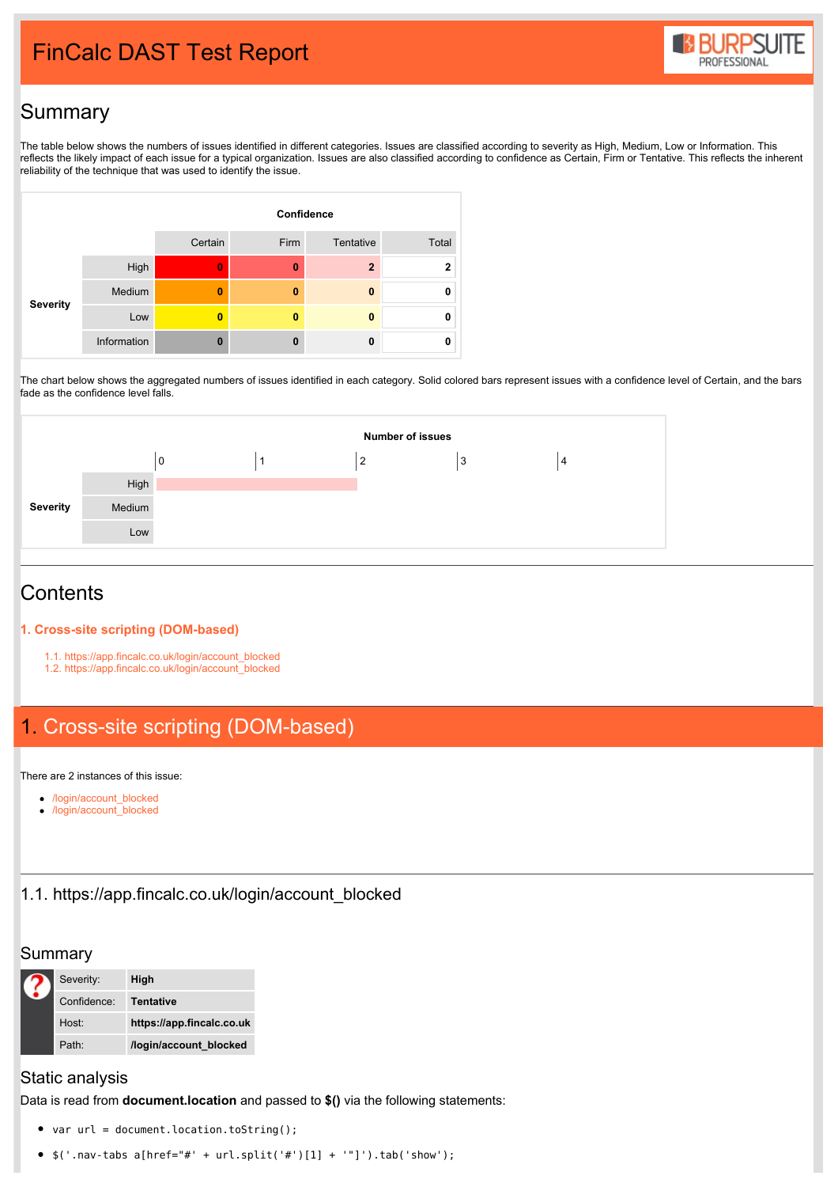# FinCalc DAST Test Report

## Summary

The table below shows the numbers of issues identified in different categories. Issues are classified according to severity as High, Medium, Low or Information. This reflects the likely impact of each issue for a typical organization. Issues are also classified according to confidence as Certain, Firm or Tentative. This reflects the inherent reliability of the technique that was used to identify the issue.

| | | Confidence | | | |
|---|---|---|---|---|---|
| | | Certain | Firm | Tentative | Total |
| Severity | High | 0 | 0 | 2 | 2 |
| | Medium | 0 | 0 | 0 | 0 |
| | Low | 0 | 0 | 0 | 0 |
| | Information | 0 | 0 | 0 | 0 |

The chart below shows the aggregated numbers of issues identified in each category. Solid colored bars represent issues with a confidence level of Certain, and the bars fade as the confidence level falls.

| Severity | Number of issues |
|---|---|
| High | 2 |
| Medium | 0 |
| Low | 0 |

## Contents

**1. Cross-site scripting (DOM-based)**

- 1.1. https://app.fincalc.co.uk/login/account_blocked
- 1.2. https://app.fincalc.co.uk/login/account_blocked

# 1. Cross-site scripting (DOM-based)

There are 2 instances of this issue:

- /login/account_blocked
- /login/account_blocked

## 1.1. https://app.fincalc.co.uk/login/account_blocked

### Summary

| | |
|---|---|
| Severity: | **High** |
| Confidence: | **Tentative** |
| Host: | **https://app.fincalc.co.uk** |
| Path: | **/login/account_blocked** |

### Static analysis

Data is read from **document.location** and passed to **$()** via the following statements:

- `var url = document.location.toString();`
- `$('.nav-tabs a[href="#' + url.split('#')[1] + '"]').tab('show');`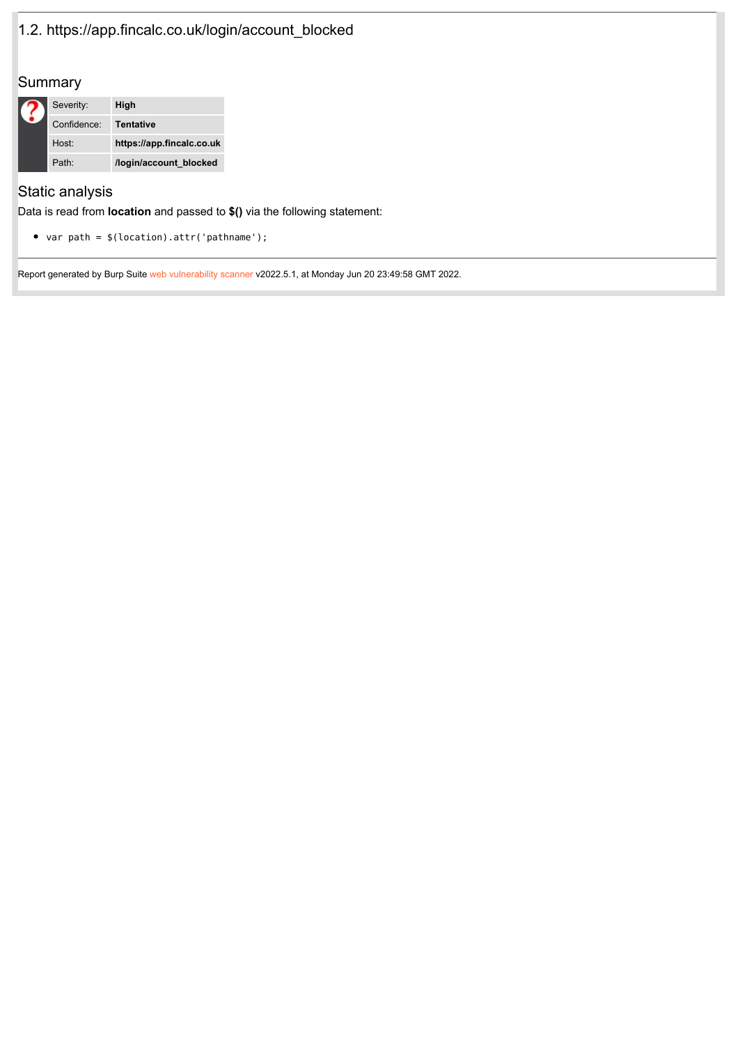## 1.2. https://app.fincalc.co.uk/login/account_blocked

### Summary

| | |
|---|---|
| Severity: | **High** |
| Confidence: | **Tentative** |
| Host: | **https://app.fincalc.co.uk** |
| Path: | **/login/account_blocked** |

### Static analysis

Data is read from **location** and passed to **$()** via the following statement:

- `var path = $(location).attr('pathname');`

Report generated by Burp Suite web vulnerability scanner v2022.5.1, at Monday Jun 20 23:49:58 GMT 2022.